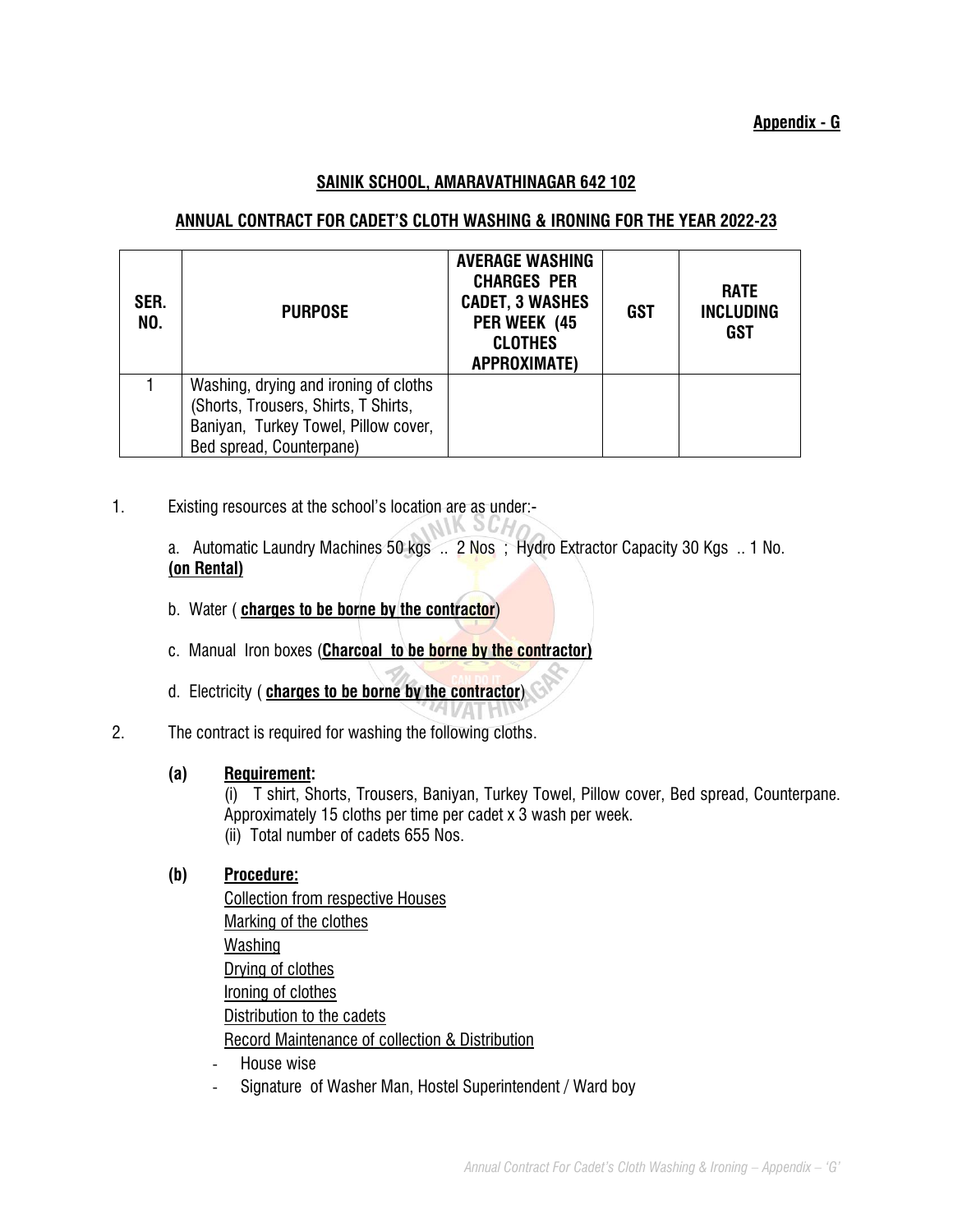**<u>Appendix - G</u>**

## <u>SAINIK SCHOOL, AMARAVATHINAGAR 642 102</u>

## <u>ANNUAL CONTRACT FOR CADET'S CLOTH WASHING & IRONING FOR THE YEAR 2022-23</u>

| SER. NO. | PURPOSE | AVERAGE WASHING CHARGES PER CADET, 3 WASHES PER WEEK (45 CLOTHES APPROXIMATE) | GST | RATE INCLUDING GST |
|---|---|---|---|---|
| 1 | Washing, drying and ironing of cloths (Shorts, Trousers, Shirts, T Shirts, Baniyan, Turkey Towel, Pillow cover, Bed spread, Counterpane) | | | |

1. Existing resources at the school's location are as under:-

   a. Automatic Laundry Machines 50 kgs .. 2 Nos ; Hydro Extractor Capacity 30 Kgs .. 1 No. **<u>(on Rental)</u>**

   b. Water ( **<u>charges to be borne by the contractor</u>**)

   c. Manual Iron boxes (**<u>Charcoal to be borne by the contractor)</u>**

   d. Electricity ( **<u>charges to be borne by the contractor</u>**)

2. The contract is required for washing the following cloths.

   **(a) <u>Requirement:</u>**

   (i) T shirt, Shorts, Trousers, Baniyan, Turkey Towel, Pillow cover, Bed spread, Counterpane. Approximately 15 cloths per time per cadet x 3 wash per week.

   (ii) Total number of cadets 655 Nos.

   **(b) <u>Procedure:</u>**

   <u>Collection from respective Houses</u>
   <u>Marking of the clothes</u>
   <u>Washing</u>
   <u>Drying of clothes</u>
   <u>Ironing of clothes</u>
   <u>Distribution to the cadets</u>
   <u>Record Maintenance of collection & Distribution</u>

   - House wise
   - Signature of Washer Man, Hostel Superintendent / Ward boy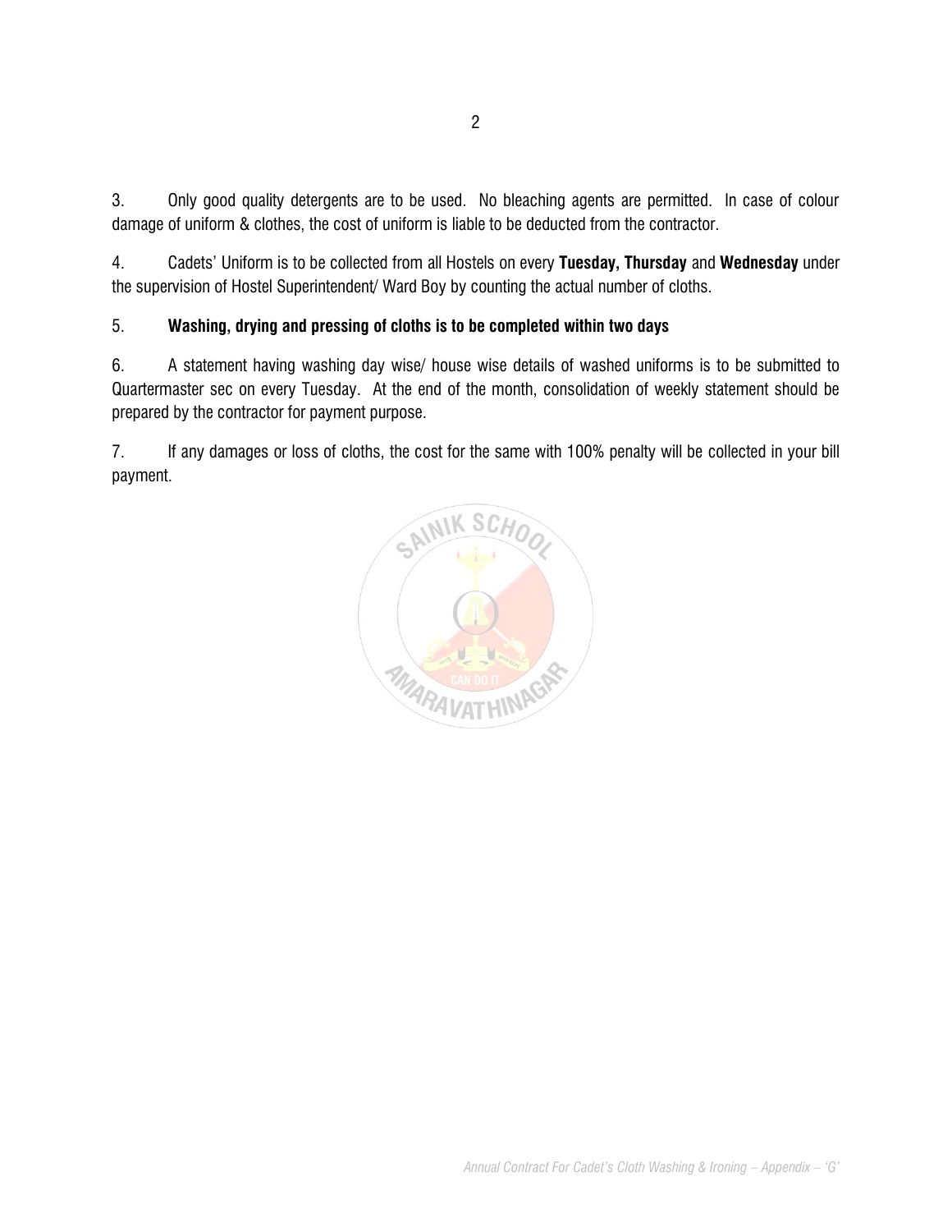3. Only good quality detergents are to be used. No bleaching agents are permitted. In case of colour damage of uniform & clothes, the cost of uniform is liable to be deducted from the contractor.

4. Cadets' Uniform is to be collected from all Hostels on every **Tuesday, Thursday** and **Wednesday** under the supervision of Hostel Superintendent/ Ward Boy by counting the actual number of cloths.

5. **Washing, drying and pressing of cloths is to be completed within two days**

6. A statement having washing day wise/ house wise details of washed uniforms is to be submitted to Quartermaster sec on every Tuesday. At the end of the month, consolidation of weekly statement should be prepared by the contractor for payment purpose.

7. If any damages or loss of cloths, the cost for the same with 100% penalty will be collected in your bill payment.